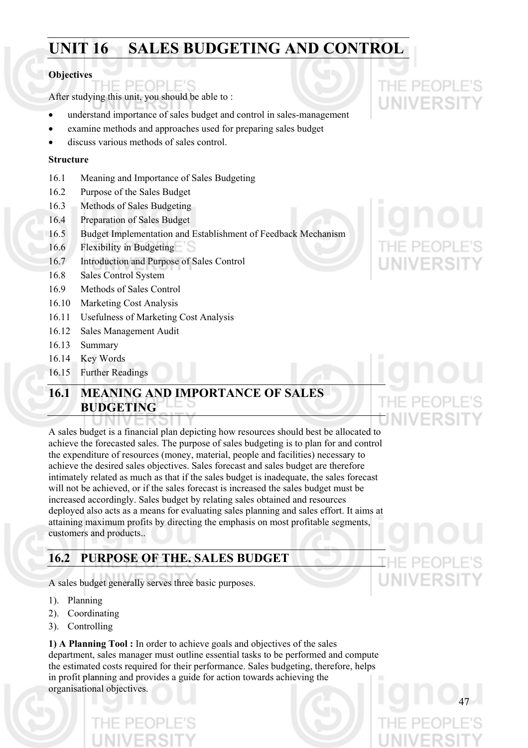# UNIT 16 SALES BUDGETING AND CONTROL

**Objectives**

After studying this unit, you should be able to :

- understand importance of sales budget and control in sales-management
- examine methods and approaches used for preparing sales budget
- discuss various methods of sales control.

**Structure**

16.1 Meaning and Importance of Sales Budgeting
16.2 Purpose of the Sales Budget
16.3 Methods of Sales Budgeting
16.4 Preparation of Sales Budget
16.5 Budget Implementation and Establishment of Feedback Mechanism
16.6 Flexibility in Budgeting
16.7 Introduction and Purpose of Sales Control
16.8 Sales Control System
16.9 Methods of Sales Control
16.10 Marketing Cost Analysis
16.11 Usefulness of Marketing Cost Analysis
16.12 Sales Management Audit
16.13 Summary
16.14 Key Words
16.15 Further Readings

## 16.1 MEANING AND IMPORTANCE OF SALES BUDGETING

A sales budget is a financial plan depicting how resources should best be allocated to achieve the forecasted sales. The purpose of sales budgeting is to plan for and control the expenditure of resources (money, material, people and facilities) necessary to achieve the desired sales objectives. Sales forecast and sales budget are therefore intimately related as much as that if the sales budget is inadequate, the sales forecast will not be achieved, or if the sales forecast is increased the sales budget must be increased accordingly. Sales budget by relating sales obtained and resources deployed also acts as a means for evaluating sales planning and sales effort. It aims at attaining maximum profits by directing the emphasis on most profitable segments, customers and products..

## 16.2 PURPOSE OF THE. SALES BUDGET

A sales budget generally serves three basic purposes.

1). Planning
2). Coordinating
3). Controlling

**1) A Planning Tool :** In order to achieve goals and objectives of the sales department, sales manager must outline essential tasks to be performed and compute the estimated costs required for their performance. Sales budgeting, therefore, helps in profit planning and provides a guide for action towards achieving the organisational objectives.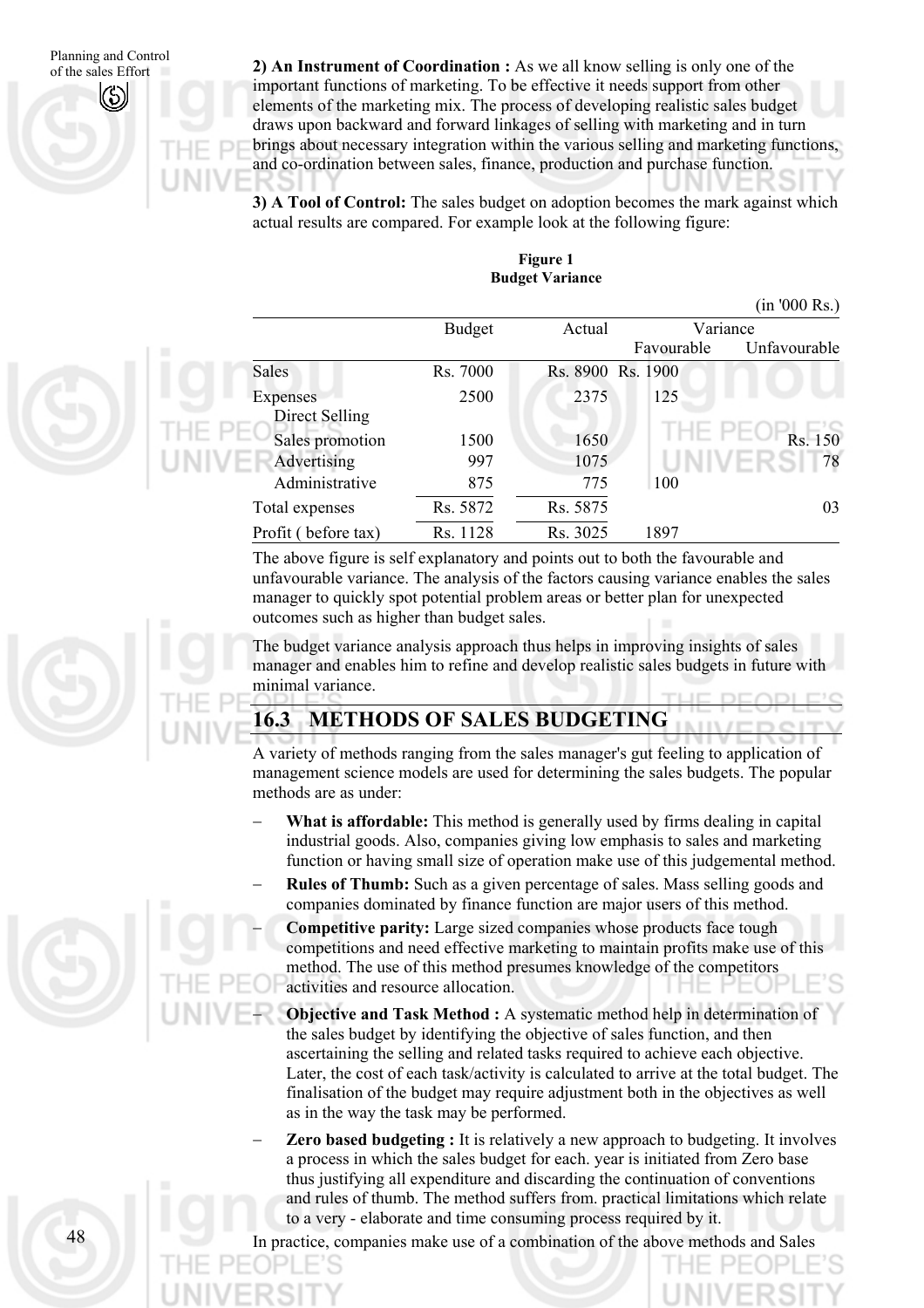**2) An Instrument of Coordination :** As we all know selling is only one of the important functions of marketing. To be effective it needs support from other elements of the marketing mix. The process of developing realistic sales budget draws upon backward and forward linkages of selling with marketing and in turn brings about necessary integration within the various selling and marketing functions, and co-ordination between sales, finance, production and purchase function.

**3) A Tool of Control:** The sales budget on adoption becomes the mark against which actual results are compared. For example look at the following figure:

**Figure 1**
**Budget Variance**

(in '000 Rs.)

| | Budget | Actual | Variance | |
|---|---|---|---|---|
| | | | Favourable | Unfavourable |
| Sales | Rs. 7000 | Rs. 8900 | Rs. 1900 | |
| Expenses Direct Selling | 2500 | 2375 | 125 | |
| Sales promotion | 1500 | 1650 | | Rs. 150 |
| Advertising | 997 | 1075 | | 78 |
| Administrative | 875 | 775 | 100 | |
| Total expenses | Rs. 5872 | Rs. 5875 | | 03 |
| Profit ( before tax) | Rs. 1128 | Rs. 3025 | 1897 | |

The above figure is self explanatory and points out to both the favourable and unfavourable variance. The analysis of the factors causing variance enables the sales manager to quickly spot potential problem areas or better plan for unexpected outcomes such as higher than budget sales.

The budget variance analysis approach thus helps in improving insights of sales manager and enables him to refine and develop realistic sales budgets in future with minimal variance.

## 16.3 METHODS OF SALES BUDGETING

A variety of methods ranging from the sales manager's gut feeling to application of management science models are used for determining the sales budgets. The popular methods are as under:

- **What is affordable:** This method is generally used by firms dealing in capital industrial goods. Also, companies giving low emphasis to sales and marketing function or having small size of operation make use of this judgemental method.
- **Rules of Thumb:** Such as a given percentage of sales. Mass selling goods and companies dominated by finance function are major users of this method.
- **Competitive parity:** Large sized companies whose products face tough competitions and need effective marketing to maintain profits make use of this method. The use of this method presumes knowledge of the competitors activities and resource allocation.
- **Objective and Task Method :** A systematic method help in determination of the sales budget by identifying the objective of sales function, and then ascertaining the selling and related tasks required to achieve each objective. Later, the cost of each task/activity is calculated to arrive at the total budget. The finalisation of the budget may require adjustment both in the objectives as well as in the way the task may be performed.
- **Zero based budgeting :** It is relatively a new approach to budgeting. It involves a process in which the sales budget for each. year is initiated from Zero base thus justifying all expenditure and discarding the continuation of conventions and rules of thumb. The method suffers from. practical limitations which relate to a very - elaborate and time consuming process required by it.

In practice, companies make use of a combination of the above methods and Sales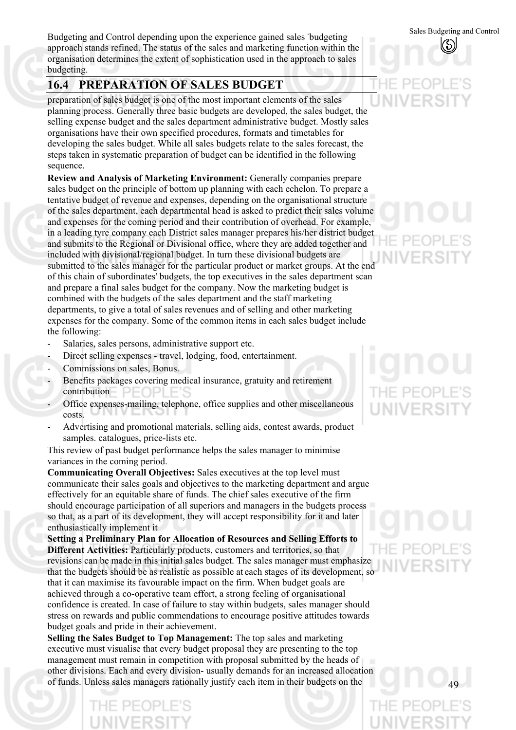Budgeting and Control depending upon the experience gained sales budgeting approach stands refined. The status of the sales and marketing function within the organisation determines the extent of sophistication used in the approach to sales budgeting.

## 16.4 PREPARATION OF SALES BUDGET

preparation of sales budget is one of the most important elements of the sales planning process. Generally three basic budgets are developed, the sales budget, the selling expense budget and the sales department administrative budget. Mostly sales organisations have their own specified procedures, formats and timetables for developing the sales budget. While all sales budgets relate to the sales forecast, the steps taken in systematic preparation of budget can be identified in the following sequence.

**Review and Analysis of Marketing Environment:** Generally companies prepare sales budget on the principle of bottom up planning with each echelon. To prepare a tentative budget of revenue and expenses, depending on the organisational structure of the sales department, each departmental head is asked to predict their sales volume and expenses for the coming period and their contribution of overhead. For example, in a leading tyre company each District sales manager prepares his/her district budget and submits to the Regional or Divisional office, where they are added together and included with divisional/regional budget. In turn these divisional budgets are submitted to the sales manager for the particular product or market groups. At the end of this chain of subordinates' budgets, the top executives in the sales department scan and prepare a final sales budget for the company. Now the marketing budget is combined with the budgets of the sales department and the staff marketing departments, to give a total of sales revenues and of selling and other marketing expenses for the company. Some of the common items in each sales budget include the following:

- Salaries, sales persons, administrative support etc.
- Direct selling expenses - travel, lodging, food, entertainment.
- Commissions on sales, Bonus.
- Benefits packages covering medical insurance, gratuity and retirement contribution
- Office expenses-mailing, telephone, office supplies and other miscellaneous costs.
- Advertising and promotional materials, selling aids, contest awards, product samples. catalogues, price-lists etc.

This review of past budget performance helps the sales manager to minimise variances in the coming period.

**Communicating Overall Objectives:** Sales executives at the top level must communicate their sales goals and objectives to the marketing department and argue effectively for an equitable share of funds. The chief sales executive of the firm should encourage participation of all superiors and managers in the budgets process so that, as a part of its development, they will accept responsibility for it and later enthusiastically implement it

**Setting a Preliminary Plan for Allocation of Resources and Selling Efforts to Different Activities:** Particularly products, customers and territories, so that revisions can be made in this initial sales budget. The sales manager must emphasize that the budgets should be as realistic as possible at each stages of its development, so that it can maximise its favourable impact on the firm. When budget goals are achieved through a co-operative team effort, a strong feeling of organisational confidence is created. In case of failure to stay within budgets, sales manager should stress on rewards and public commendations to encourage positive attitudes towards budget goals and pride in their achievement.

**Selling the Sales Budget to Top Management:** The top sales and marketing executive must visualise that every budget proposal they are presenting to the top management must remain in competition with proposal submitted by the heads of other divisions. Each and every division- usually demands for an increased allocation of funds. Unless sales managers rationally justify each item in their budgets on the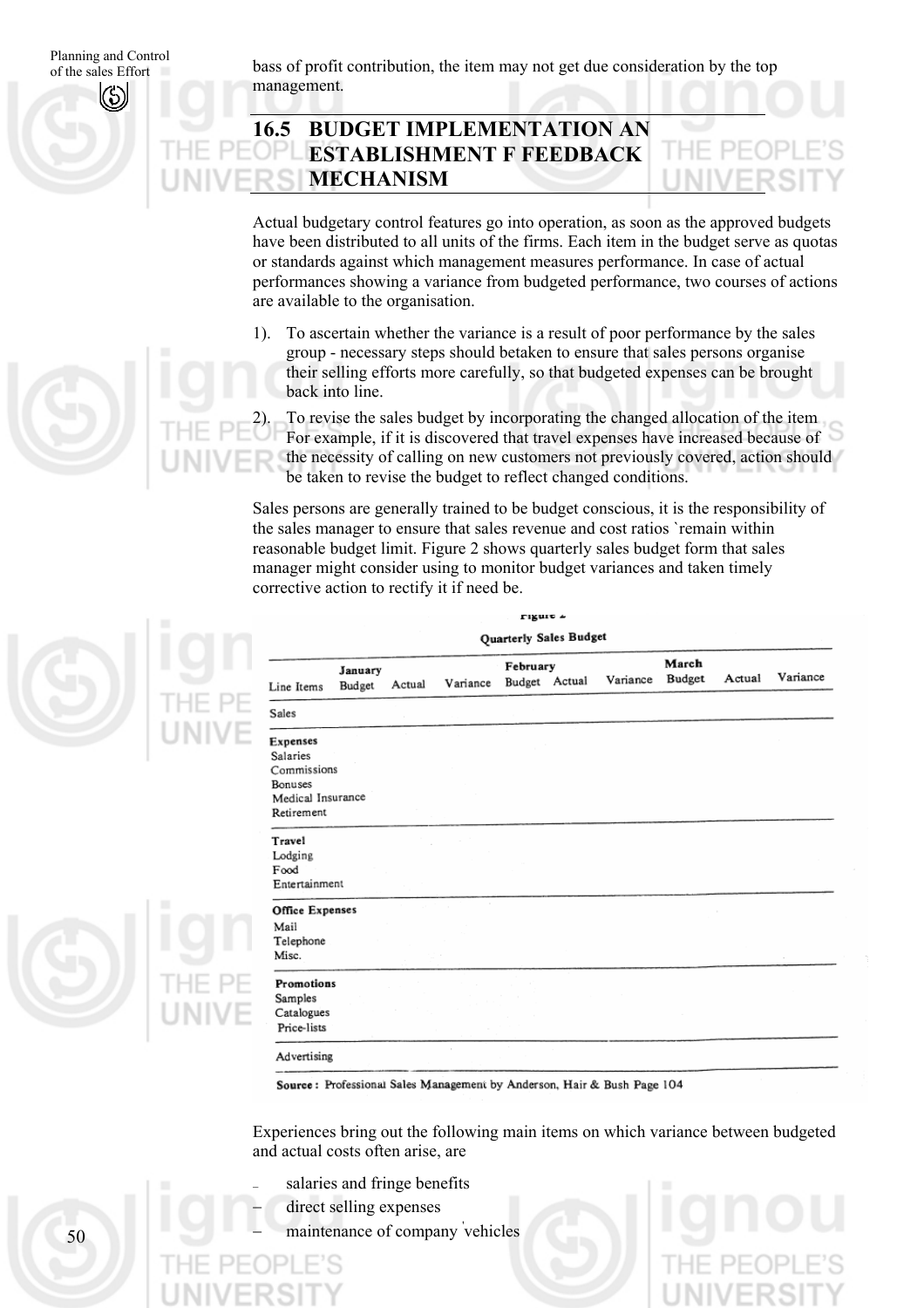bass of profit contribution, the item may not get due consideration by the top management.

## 16.5 BUDGET IMPLEMENTATION AN ESTABLISHMENT F FEEDBACK MECHANISM

Actual budgetary control features go into operation, as soon as the approved budgets have been distributed to all units of the firms. Each item in the budget serve as quotas or standards against which management measures performance. In case of actual performances showing a variance from budgeted performance, two courses of actions are available to the organisation.

1). To ascertain whether the variance is a result of poor performance by the sales group - necessary steps should betaken to ensure that sales persons organise their selling efforts more carefully, so that budgeted expenses can be brought back into line.

2). To revise the sales budget by incorporating the changed allocation of the item For example, if it is discovered that travel expenses have increased because of the necessity of calling on new customers not previously covered, action should be taken to revise the budget to reflect changed conditions.

Sales persons are generally trained to be budget conscious, it is the responsibility of the sales manager to ensure that sales revenue and cost ratios `remain within reasonable budget limit. Figure 2 shows quarterly sales budget form that sales manager might consider using to monitor budget variances and taken timely corrective action to rectify it if need be.

Figure 2

**Quarterly Sales Budget**

| Line Items | January Budget | Actual | Variance | February Budget | Actual | Variance | March Budget | Actual | Variance |
|---|---|---|---|---|---|---|---|---|---|
| Sales | | | | | | | | | |
| **Expenses** | | | | | | | | | |
| Salaries | | | | | | | | | |
| Commissions | | | | | | | | | |
| Bonuses | | | | | | | | | |
| Medical Insurance | | | | | | | | | |
| Retirement | | | | | | | | | |
| **Travel** | | | | | | | | | |
| Lodging | | | | | | | | | |
| Food | | | | | | | | | |
| Entertainment | | | | | | | | | |
| **Office Expenses** | | | | | | | | | |
| Mail | | | | | | | | | |
| Telephone | | | | | | | | | |
| Misc. | | | | | | | | | |
| **Promotions** | | | | | | | | | |
| Samples | | | | | | | | | |
| Catalogues | | | | | | | | | |
| Price-lists | | | | | | | | | |
| Advertising | | | | | | | | | |

**Source :** Professional Sales Management by Anderson, Hair & Bush Page 104

Experiences bring out the following main items on which variance between budgeted and actual costs often arise, are

- salaries and fringe benefits
- direct selling expenses
- maintenance of company vehicles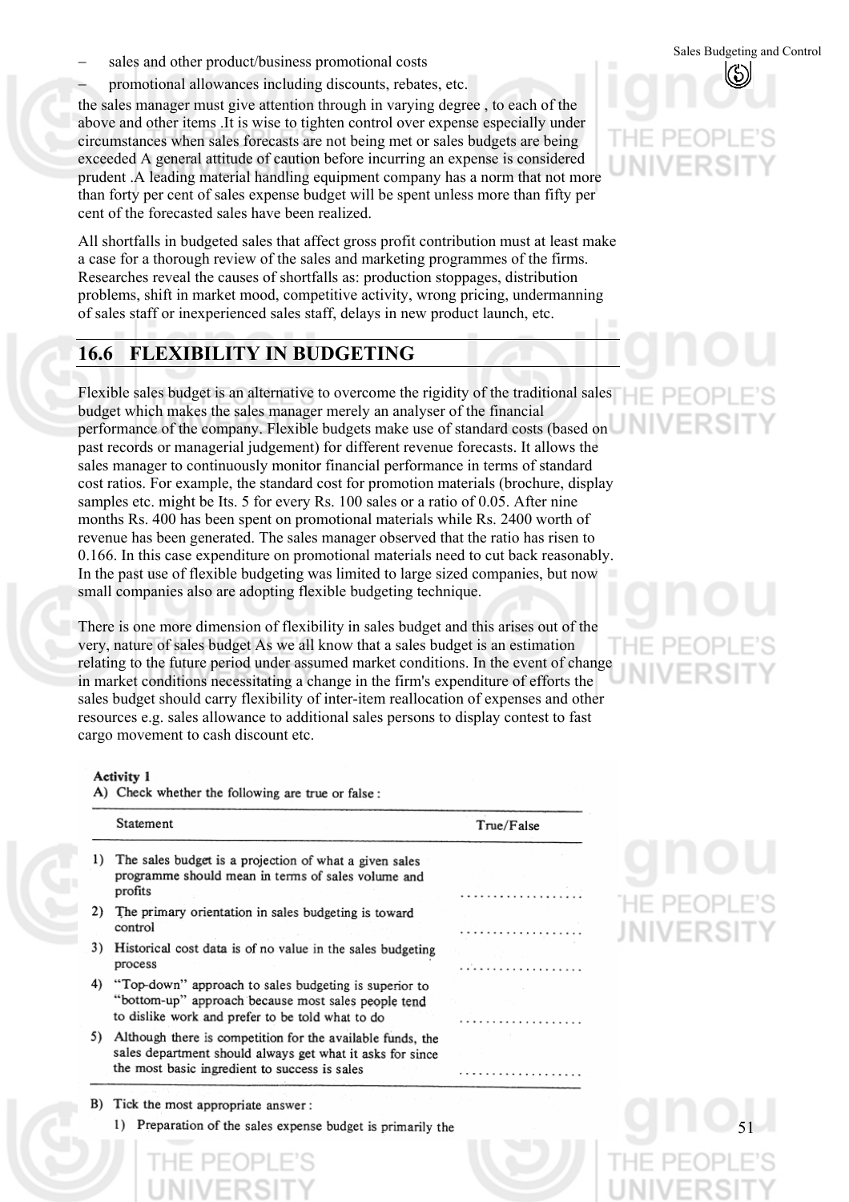- sales and other product/business promotional costs
- promotional allowances including discounts, rebates, etc.

the sales manager must give attention through in varying degree , to each of the above and other items .It is wise to tighten control over expense especially under circumstances when sales forecasts are not being met or sales budgets are being exceeded A general attitude of caution before incurring an expense is considered prudent .A leading material handling equipment company has a norm that not more than forty per cent of sales expense budget will be spent unless more than fifty per cent of the forecasted sales have been realized.

All shortfalls in budgeted sales that affect gross profit contribution must at least make a case for a thorough review of the sales and marketing programmes of the firms. Researches reveal the causes of shortfalls as: production stoppages, distribution problems, shift in market mood, competitive activity, wrong pricing, undermanning of sales staff or inexperienced sales staff, delays in new product launch, etc.

## 16.6 FLEXIBILITY IN BUDGETING

Flexible sales budget is an alternative to overcome the rigidity of the traditional sales budget which makes the sales manager merely an analyser of the financial performance of the company. Flexible budgets make use of standard costs (based on past records or managerial judgement) for different revenue forecasts. It allows the sales manager to continuously monitor financial performance in terms of standard cost ratios. For example, the standard cost for promotion materials (brochure, display samples etc. might be Its. 5 for every Rs. 100 sales or a ratio of 0.05. After nine months Rs. 400 has been spent on promotional materials while Rs. 2400 worth of revenue has been generated. The sales manager observed that the ratio has risen to 0.166. In this case expenditure on promotional materials need to cut back reasonably. In the past use of flexible budgeting was limited to large sized companies, but now small companies also are adopting flexible budgeting technique.

There is one more dimension of flexibility in sales budget and this arises out of the very, nature of sales budget As we all know that a sales budget is an estimation relating to the future period under assumed market conditions. In the event of change in market conditions necessitating a change in the firm's expenditure of efforts the sales budget should carry flexibility of inter-item reallocation of expenses and other resources e.g. sales allowance to additional sales persons to display contest to fast cargo movement to cash discount etc.

**Activity 1**

A) Check whether the following are true or false :

| | Statement | True/False |
|---|---|---|
| 1) | The sales budget is a projection of what a given sales programme should mean in terms of sales volume and profits | .................. |
| 2) | The primary orientation in sales budgeting is toward control | .................. |
| 3) | Historical cost data is of no value in the sales budgeting process | .................. |
| 4) | "Top-down" approach to sales budgeting is superior to "bottom-up" approach because most sales people tend to dislike work and prefer to be told what to do | .................. |
| 5) | Although there is competition for the available funds, the sales department should always get what it asks for since the most basic ingredient to success is sales | .................. |

B) Tick the most appropriate answer :

1) Preparation of the sales expense budget is primarily the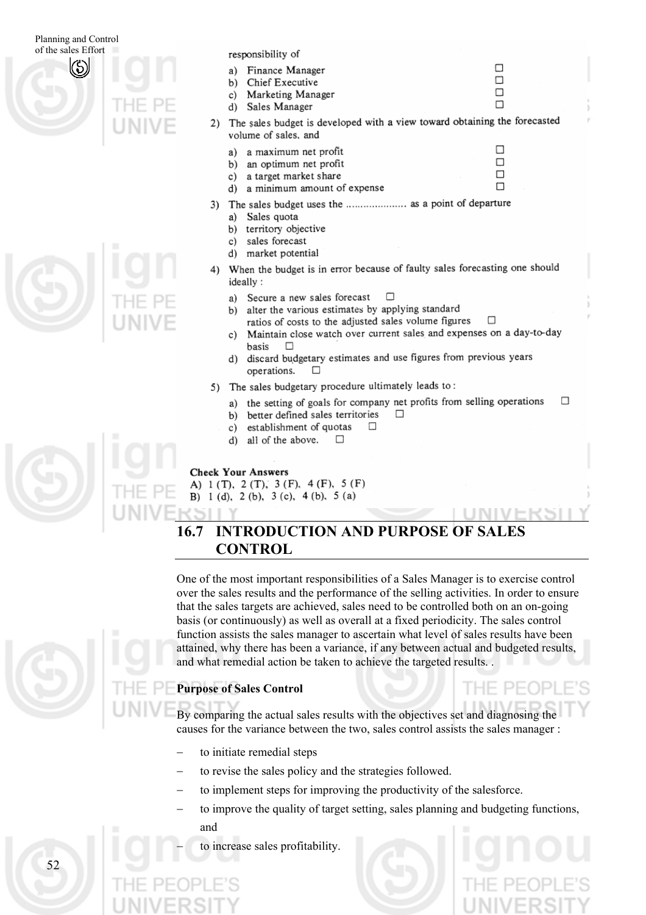responsibility of

a) Finance Manager ☐
b) Chief Executive ☐
c) Marketing Manager ☐
d) Sales Manager ☐

2) The sales budget is developed with a view toward obtaining the forecasted volume of sales, and

a) a maximum net profit ☐
b) an optimum net profit ☐
c) a target market share ☐
d) a minimum amount of expense ☐

3) The sales budget uses the .................... as a point of departure

a) Sales quota
b) territory objective
c) sales forecast
d) market potential

4) When the budget is in error because of faulty sales forecasting one should ideally :

a) Secure a new sales forecast ☐
b) alter the various estimates by applying standard ratios of costs to the adjusted sales volume figures ☐
c) Maintain close watch over current sales and expenses on a day-to-day basis ☐
d) discard budgetary estimates and use figures from previous years operations. ☐

5) The sales budgetary procedure ultimately leads to :

a) the setting of goals for company net profits from selling operations ☐
b) better defined sales territories ☐
c) establishment of quotas ☐
d) all of the above. ☐

**Check Your Answers**

A) 1 (T), 2 (T), 3 (F), 4 (F), 5 (F)
B) 1 (d), 2 (b), 3 (c), 4 (b), 5 (a)

## 16.7 INTRODUCTION AND PURPOSE OF SALES CONTROL

One of the most important responsibilities of a Sales Manager is to exercise control over the sales results and the performance of the selling activities. In order to ensure that the sales targets are achieved, sales need to be controlled both on an on-going basis (or continuously) as well as overall at a fixed periodicity. The sales control function assists the sales manager to ascertain what level of sales results have been attained, why there has been a variance, if any between actual and budgeted results, and what remedial action be taken to achieve the targeted results. .

**Purpose of Sales Control**

By comparing the actual sales results with the objectives set and diagnosing the causes for the variance between the two, sales control assists the sales manager :

- to initiate remedial steps
- to revise the sales policy and the strategies followed.
- to implement steps for improving the productivity of the salesforce.
- to improve the quality of target setting, sales planning and budgeting functions, and
- to increase sales profitability.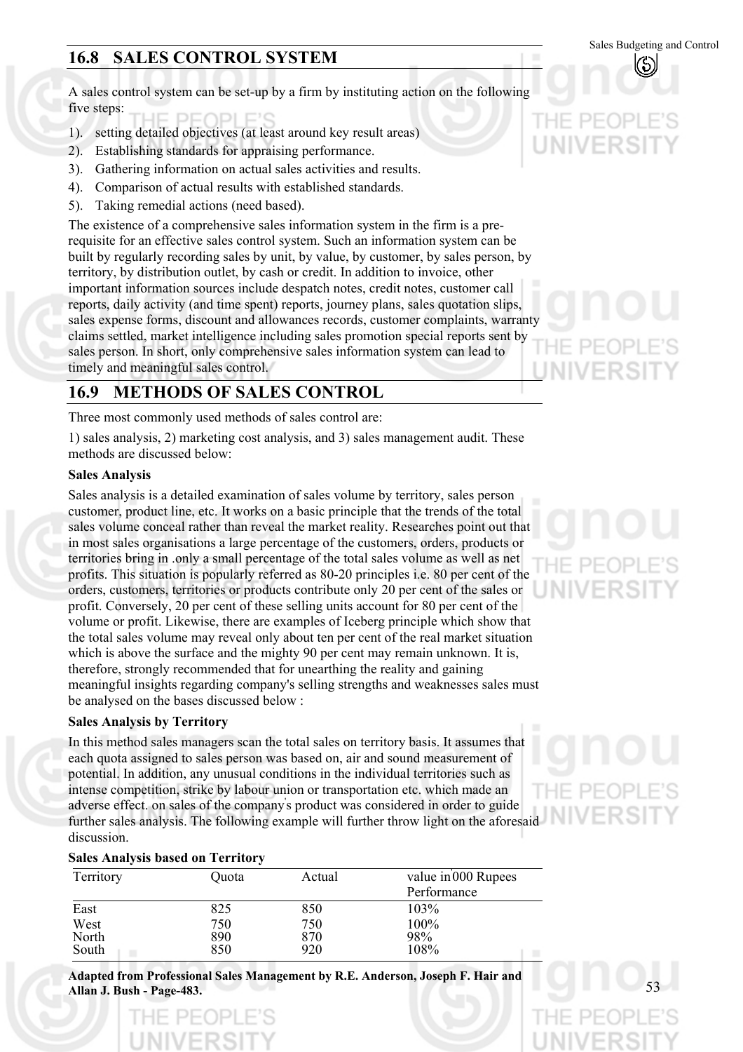## 16.8 SALES CONTROL SYSTEM

A sales control system can be set-up by a firm by instituting action on the following five steps:

1). setting detailed objectives (at least around key result areas)
2). Establishing standards for appraising performance.
3). Gathering information on actual sales activities and results.
4). Comparison of actual results with established standards.
5). Taking remedial actions (need based).

The existence of a comprehensive sales information system in the firm is a pre-requisite for an effective sales control system. Such an information system can be built by regularly recording sales by unit, by value, by customer, by sales person, by territory, by distribution outlet, by cash or credit. In addition to invoice, other important information sources include despatch notes, credit notes, customer call reports, daily activity (and time spent) reports, journey plans, sales quotation slips, sales expense forms, discount and allowances records, customer complaints, warranty claims settled, market intelligence including sales promotion special reports sent by sales person. In short, only comprehensive sales information system can lead to timely and meaningful sales control.

## 16.9 METHODS OF SALES CONTROL

Three most commonly used methods of sales control are:

1) sales analysis, 2) marketing cost analysis, and 3) sales management audit. These methods are discussed below:

**Sales Analysis**

Sales analysis is a detailed examination of sales volume by territory, sales person customer, product line, etc. It works on a basic principle that the trends of the total sales volume conceal rather than reveal the market reality. Researches point out that in most sales organisations a large percentage of the customers, orders, products or territories bring in .only a small percentage of the total sales volume as well as net profits. This situation is popularly referred as 80-20 principles i.e. 80 per cent of the orders, customers, territories or products contribute only 20 per cent of the sales or profit. Conversely, 20 per cent of these selling units account for 80 per cent of the volume or profit. Likewise, there are examples of Iceberg principle which show that the total sales volume may reveal only about ten per cent of the real market situation which is above the surface and the mighty 90 per cent may remain unknown. It is, therefore, strongly recommended that for unearthing the reality and gaining meaningful insights regarding company's selling strengths and weaknesses sales must be analysed on the bases discussed below :

**Sales Analysis by Territory**

In this method sales managers scan the total sales on territory basis. It assumes that each quota assigned to sales person was based on, air and sound measurement of potential. In addition, any unusual conditions in the individual territories such as intense competition, strike by labour union or transportation etc. which made an adverse effect. on sales of the company's product was considered in order to guide further sales analysis. The following example will further throw light on the aforesaid discussion.

**Sales Analysis based on Territory**

| Territory | Quota | Actual | value in'000 Rupees Performance |
|---|---|---|---|
| East | 825 | 850 | 103% |
| West | 750 | 750 | 100% |
| North | 890 | 870 | 98% |
| South | 850 | 920 | 108% |

**Adapted from Professional Sales Management by R.E. Anderson, Joseph F. Hair and Allan J. Bush - Page-483.**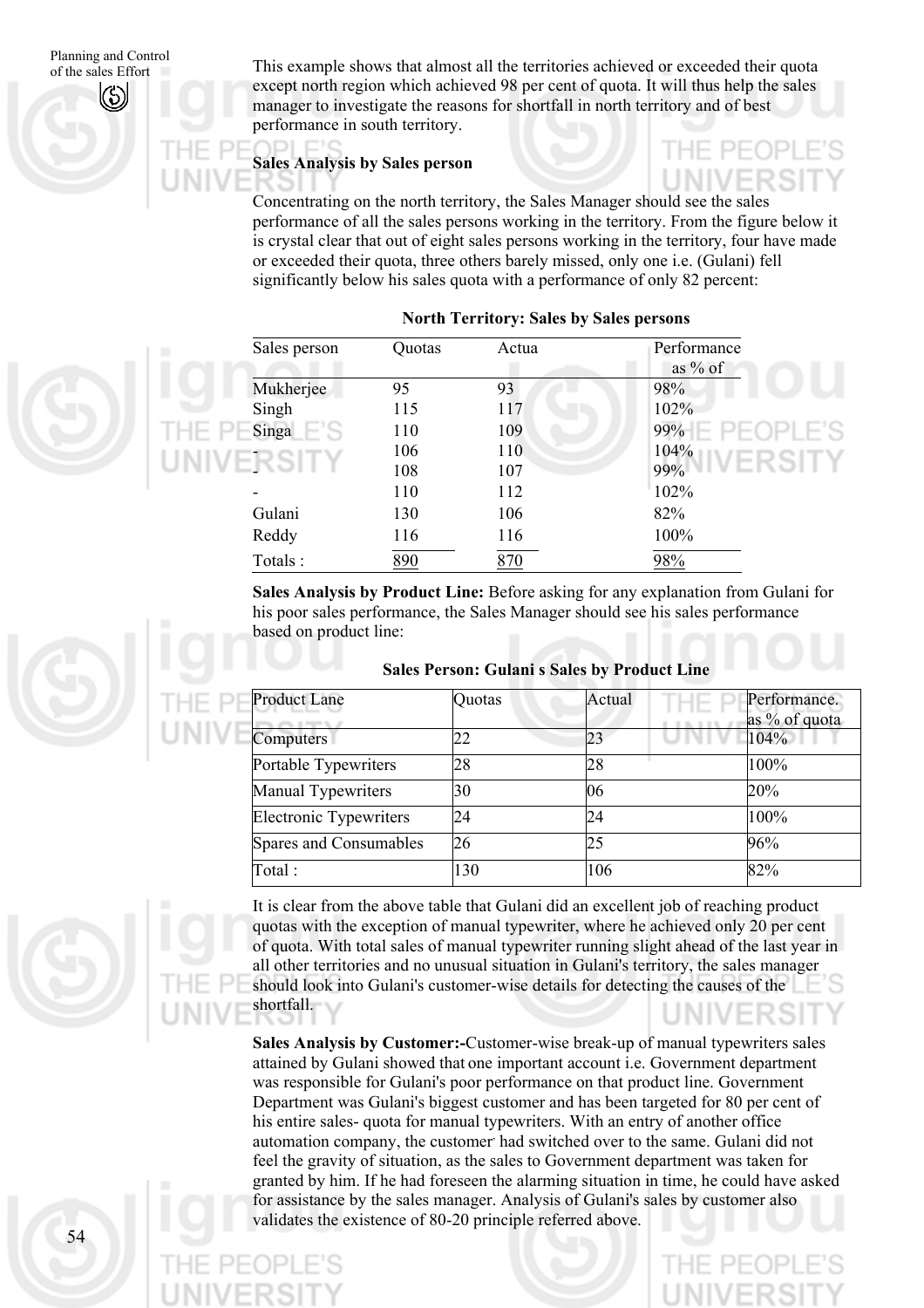This example shows that almost all the territories achieved or exceeded their quota except north region which achieved 98 per cent of quota. It will thus help the sales manager to investigate the reasons for shortfall in north territory and of best performance in south territory.

**Sales Analysis by Sales person**

Concentrating on the north territory, the Sales Manager should see the sales performance of all the sales persons working in the territory. From the figure below it is crystal clear that out of eight sales persons working in the territory, four have made or exceeded their quota, three others barely missed, only one i.e. (Gulani) fell significantly below his sales quota with a performance of only 82 percent:

**North Territory: Sales by Sales persons**

| Sales person | Quotas | Actua | Performance as % of |
|---|---|---|---|
| Mukherjee | 95 | 93 | 98% |
| Singh | 115 | 117 | 102% |
| Singa | 110 | 109 | 99% |
| - | 106 | 110 | 104% |
| - | 108 | 107 | 99% |
| - | 110 | 112 | 102% |
| Gulani | 130 | 106 | 82% |
| Reddy | 116 | 116 | 100% |
| Totals : | 890 | 870 | 98% |

**Sales Analysis by Product Line:** Before asking for any explanation from Gulani for his poor sales performance, the Sales Manager should see his sales performance based on product line:

**Sales Person: Gulani s Sales by Product Line**

| Product Lane | Quotas | Actual | Performance. as % of quota |
|---|---|---|---|
| Computers | 22 | 23 | 104% |
| Portable Typewriters | 28 | 28 | 100% |
| Manual Typewriters | 30 | 06 | 20% |
| Electronic Typewriters | 24 | 24 | 100% |
| Spares and Consumables | 26 | 25 | 96% |
| Total : | 130 | 106 | 82% |

It is clear from the above table that Gulani did an excellent job of reaching product quotas with the exception of manual typewriter, where he achieved only 20 per cent of quota. With total sales of manual typewriter running slight ahead of the last year in all other territories and no unusual situation in Gulani's territory, the sales manager should look into Gulani's customer-wise details for detecting the causes of the shortfall.

**Sales Analysis by Customer:-**Customer-wise break-up of manual typewriters sales attained by Gulani showed that one important account i.e. Government department was responsible for Gulani's poor performance on that product line. Government Department was Gulani's biggest customer and has been targeted for 80 per cent of his entire sales- quota for manual typewriters. With an entry of another office automation company, the customer had switched over to the same. Gulani did not feel the gravity of situation, as the sales to Government department was taken for granted by him. If he had foreseen the alarming situation in time, he could have asked for assistance by the sales manager. Analysis of Gulani's sales by customer also validates the existence of 80-20 principle referred above.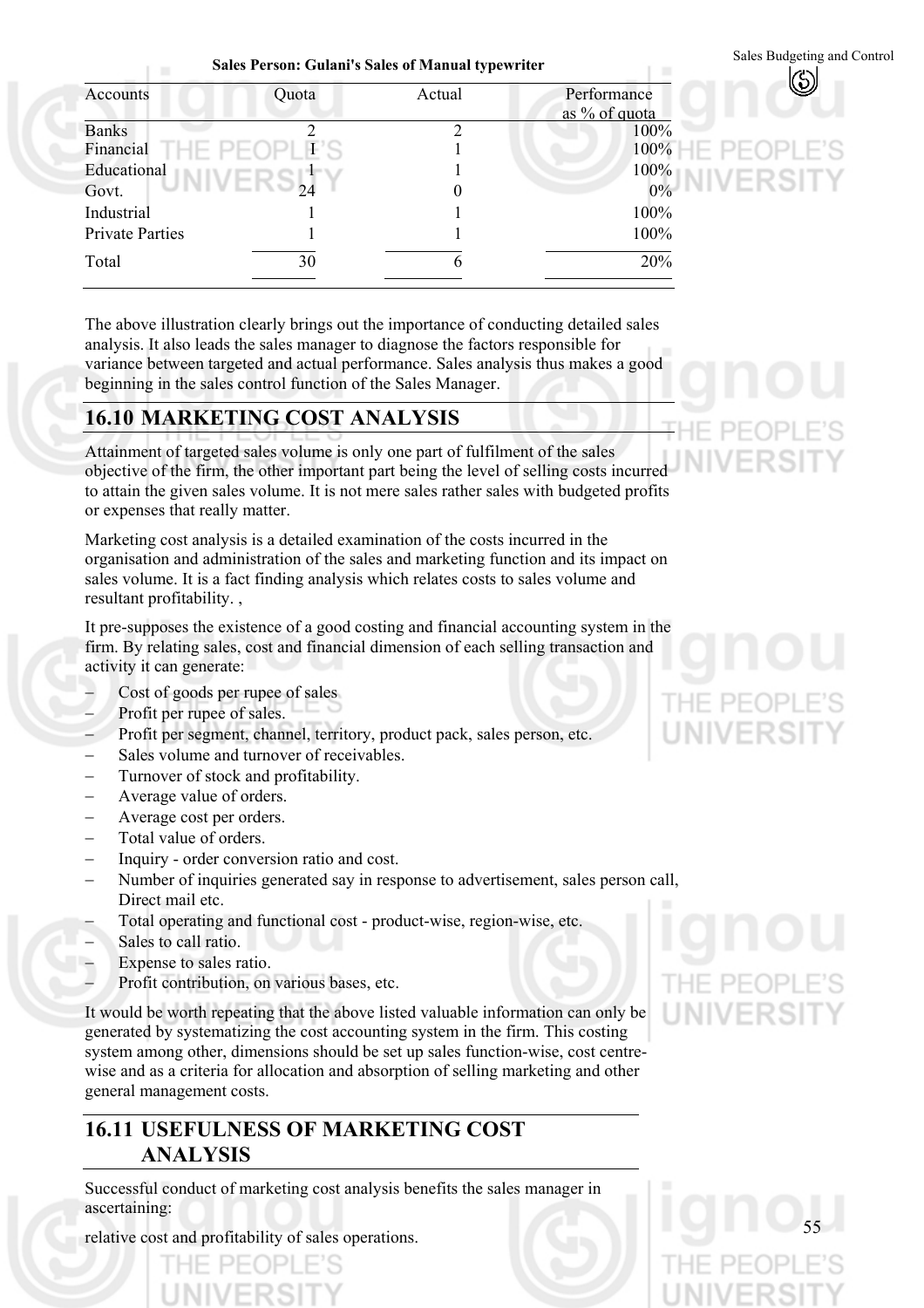**Sales Person: Gulani's Sales of Manual typewriter**

| Accounts | Quota | Actual | Performance as % of quota |
|---|---|---|---|
| Banks | 2 | 2 | 100% |
| Financial | I | 1 | 100% |
| Educational | 1 | 1 | 100% |
| Govt. | 24 | 0 | 0% |
| Industrial | 1 | 1 | 100% |
| Private Parties | 1 | 1 | 100% |
| Total | 30 | 6 | 20% |

The above illustration clearly brings out the importance of conducting detailed sales analysis. It also leads the sales manager to diagnose the factors responsible for variance between targeted and actual performance. Sales analysis thus makes a good beginning in the sales control function of the Sales Manager.

## 16.10 MARKETING COST ANALYSIS

Attainment of targeted sales volume is only one part of fulfilment of the sales objective of the firm, the other important part being the level of selling costs incurred to attain the given sales volume. It is not mere sales rather sales with budgeted profits or expenses that really matter.

Marketing cost analysis is a detailed examination of the costs incurred in the organisation and administration of the sales and marketing function and its impact on sales volume. It is a fact finding analysis which relates costs to sales volume and resultant profitability. ,

It pre-supposes the existence of a good costing and financial accounting system in the firm. By relating sales, cost and financial dimension of each selling transaction and activity it can generate:

- Cost of goods per rupee of sales
- Profit per rupee of sales.
- Profit per segment, channel, territory, product pack, sales person, etc.
- Sales volume and turnover of receivables.
- Turnover of stock and profitability.
- Average value of orders.
- Average cost per orders.
- Total value of orders.
- Inquiry - order conversion ratio and cost.
- Number of inquiries generated say in response to advertisement, sales person call, Direct mail etc.
- Total operating and functional cost - product-wise, region-wise, etc.
- Sales to call ratio.
- Expense to sales ratio.
- Profit contribution, on various bases, etc.

It would be worth repeating that the above listed valuable information can only be generated by systematizing the cost accounting system in the firm. This costing system among other, dimensions should be set up sales function-wise, cost centre-wise and as a criteria for allocation and absorption of selling marketing and other general management costs.

## 16.11 USEFULNESS OF MARKETING COST ANALYSIS

Successful conduct of marketing cost analysis benefits the sales manager in ascertaining:

relative cost and profitability of sales operations.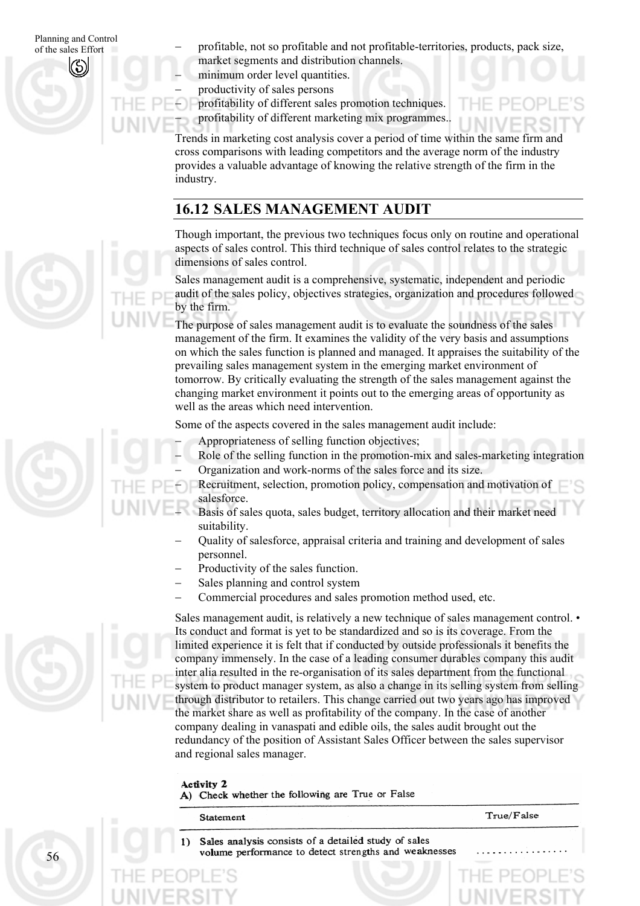- profitable, not so profitable and not profitable-territories, products, pack size, market segments and distribution channels.
- minimum order level quantities.
- productivity of sales persons
- profitability of different sales promotion techniques.
- profitability of different marketing mix programmes..

Trends in marketing cost analysis cover a period of time within the same firm and cross comparisons with leading competitors and the average norm of the industry provides a valuable advantage of knowing the relative strength of the firm in the industry.

## 16.12 SALES MANAGEMENT AUDIT

Though important, the previous two techniques focus only on routine and operational aspects of sales control. This third technique of sales control relates to the strategic dimensions of sales control.

Sales management audit is a comprehensive, systematic, independent and periodic audit of the sales policy, objectives strategies, organization and procedures followed by the firm.

The purpose of sales management audit is to evaluate the soundness of the sales management of the firm. It examines the validity of the very basis and assumptions on which the sales function is planned and managed. It appraises the suitability of the prevailing sales management system in the emerging market environment of tomorrow. By critically evaluating the strength of the sales management against the changing market environment it points out to the emerging areas of opportunity as well as the areas which need intervention.

Some of the aspects covered in the sales management audit include:

- Appropriateness of selling function objectives;
- Role of the selling function in the promotion-mix and sales-marketing integration
- Organization and work-norms of the sales force and its size.
- Recruitment, selection, promotion policy, compensation and motivation of salesforce.
- Basis of sales quota, sales budget, territory allocation and their market need suitability.
- Quality of salesforce, appraisal criteria and training and development of sales personnel.
- Productivity of the sales function.
- Sales planning and control system
- Commercial procedures and sales promotion method used, etc.

Sales management audit, is relatively a new technique of sales management control. • Its conduct and format is yet to be standardized and so is its coverage. From the limited experience it is felt that if conducted by outside professionals it benefits the company immensely. In the case of a leading consumer durables company this audit inter alia resulted in the re-organisation of its sales department from the functional system to product manager system, as also a change in its selling system from selling through distributor to retailers. This change carried out two years ago has improved the market share as well as profitability of the company. In the case of another company dealing in vanaspati and edible oils, the sales audit brought out the redundancy of the position of Assistant Sales Officer between the sales supervisor and regional sales manager.

**Activity 2**

**A) Check whether the following are True or False**

| Statement | True/False |
|---|---|
| 1) Sales analysis consists of a detailed study of sales volume performance to detect strengths and weaknesses | ................ |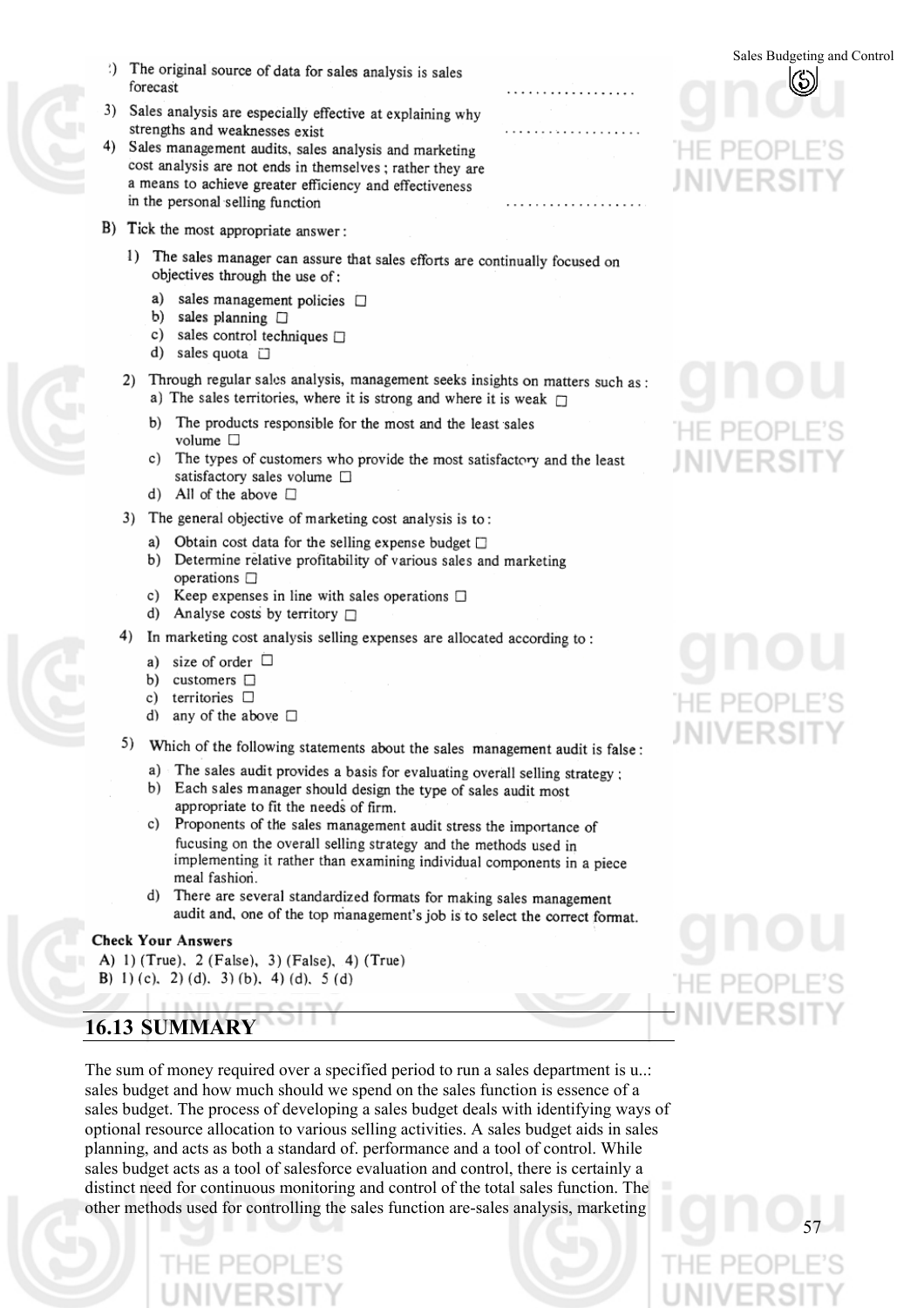2) The original source of data for sales analysis is sales forecast ..................

3) Sales analysis are especially effective at explaining why strengths and weaknesses exist ..................

4) Sales management audits, sales analysis and marketing cost analysis are not ends in themselves ; rather they are a means to achieve greater efficiency and effectiveness in the personal selling function ..................

B) Tick the most appropriate answer :

1) The sales manager can assure that sales efforts are continually focused on objectives through the use of :
   - a) sales management policies ☐
   - b) sales planning ☐
   - c) sales control techniques ☐
   - d) sales quota ☐

2) Through regular sales analysis, management seeks insights on matters such as :
   - a) The sales territories, where it is strong and where it is weak ☐
   - b) The products responsible for the most and the least sales volume ☐
   - c) The types of customers who provide the most satisfactory and the least satisfactory sales volume ☐
   - d) All of the above ☐

3) The general objective of marketing cost analysis is to :
   - a) Obtain cost data for the selling expense budget ☐
   - b) Determine relative profitability of various sales and marketing operations ☐
   - c) Keep expenses in line with sales operations ☐
   - d) Analyse costs by territory ☐

4) In marketing cost analysis selling expenses are allocated according to :
   - a) size of order ☐
   - b) customers ☐
   - c) territories ☐
   - d) any of the above ☐

5) Which of the following statements about the sales management audit is false :
   - a) The sales audit provides a basis for evaluating overall selling strategy ;
   - b) Each sales manager should design the type of sales audit most appropriate to fit the needs of firm.
   - c) Proponents of the sales management audit stress the importance of fucusing on the overall selling strategy and the methods used in implementing it rather than examining individual components in a piece meal fashion.
   - d) There are several standardized formats for making sales management audit and, one of the top management's job is to select the correct format.

**Check Your Answers**

A) 1) (True), 2 (False), 3) (False), 4) (True)
B) 1) (c), 2) (d), 3) (b), 4) (d), 5 (d)

## 16.13 SUMMARY

The sum of money required over a specified period to run a sales department is u..: sales budget and how much should we spend on the sales function is essence of a sales budget. The process of developing a sales budget deals with identifying ways of optional resource allocation to various selling activities. A sales budget aids in sales planning, and acts as both a standard of. performance and a tool of control. While sales budget acts as a tool of salesforce evaluation and control, there is certainly a distinct need for continuous monitoring and control of the total sales function. The other methods used for controlling the sales function are-sales analysis, marketing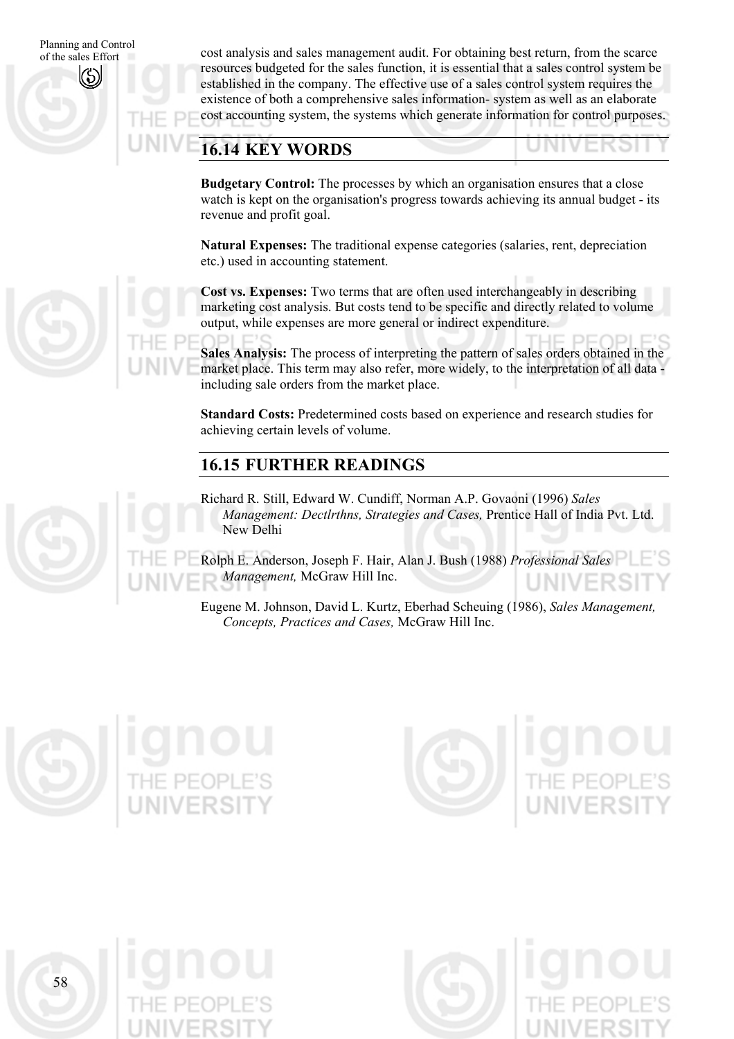cost analysis and sales management audit. For obtaining best return, from the scarce resources budgeted for the sales function, it is essential that a sales control system be established in the company. The effective use of a sales control system requires the existence of both a comprehensive sales information- system as well as an elaborate cost accounting system, the systems which generate information for control purposes.

## 16.14 KEY WORDS

**Budgetary Control:** The processes by which an organisation ensures that a close watch is kept on the organisation's progress towards achieving its annual budget - its revenue and profit goal.

**Natural Expenses:** The traditional expense categories (salaries, rent, depreciation etc.) used in accounting statement.

**Cost vs. Expenses:** Two terms that are often used interchangeably in describing marketing cost analysis. But costs tend to be specific and directly related to volume output, while expenses are more general or indirect expenditure.

**Sales Analysis:** The process of interpreting the pattern of sales orders obtained in the market place. This term may also refer, more widely, to the interpretation of all data - including sale orders from the market place.

**Standard Costs:** Predetermined costs based on experience and research studies for achieving certain levels of volume.

## 16.15 FURTHER READINGS

Richard R. Still, Edward W. Cundiff, Norman A.P. Govaoni (1996) *Sales Management: Dectlrthns, Strategies and Cases,* Prentice Hall of India Pvt. Ltd. New Delhi

Rolph E. Anderson, Joseph F. Hair, Alan J. Bush (1988) *Professional Sales Management,* McGraw Hill Inc.

Eugene M. Johnson, David L. Kurtz, Eberhad Scheuing (1986), *Sales Management, Concepts, Practices and Cases,* McGraw Hill Inc.